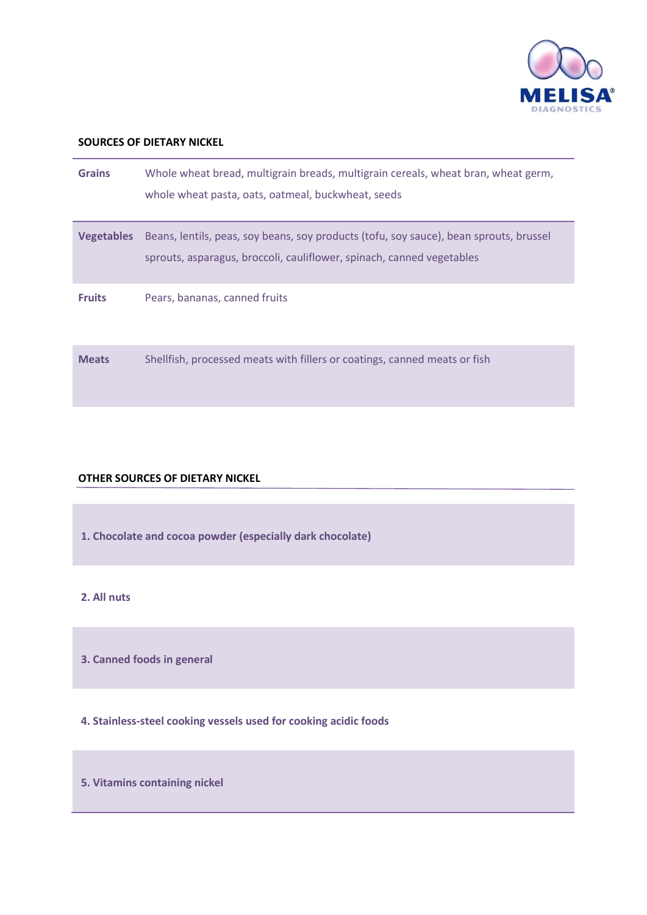## SOURCES OF DIETARY NICKEL

| | |
|---|---|
| **Grains** | Whole wheat bread, multigrain breads, multigrain cereals, wheat bran, wheat germ, whole wheat pasta, oats, oatmeal, buckwheat, seeds |
| **Vegetables** | Beans, lentils, peas, soy beans, soy products (tofu, soy sauce), bean sprouts, brussel sprouts, asparagus, broccoli, cauliflower, spinach, canned vegetables |
| **Fruits** | Pears, bananas, canned fruits |
| **Meats** | Shellfish, processed meats with fillers or coatings, canned meats or fish |

## OTHER SOURCES OF DIETARY NICKEL

1. **Chocolate and cocoa powder (especially dark chocolate)**
2. **All nuts**
3. **Canned foods in general**
4. **Stainless-steel cooking vessels used for cooking acidic foods**
5. **Vitamins containing nickel**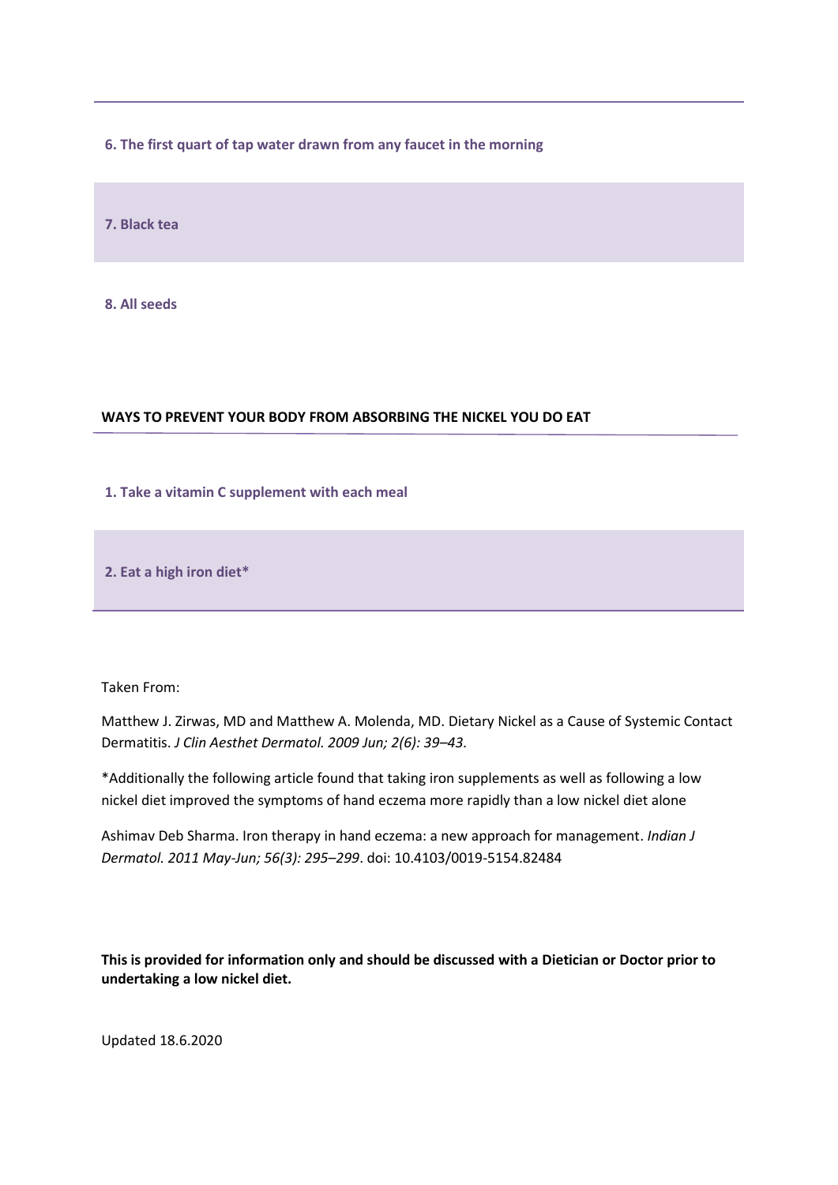**6. The first quart of tap water drawn from any faucet in the morning**

**7. Black tea**

**8. All seeds**

## WAYS TO PREVENT YOUR BODY FROM ABSORBING THE NICKEL YOU DO EAT

**1. Take a vitamin C supplement with each meal**

**2. Eat a high iron diet***

Taken From:

Matthew J. Zirwas, MD and Matthew A. Molenda, MD. Dietary Nickel as a Cause of Systemic Contact Dermatitis. *J Clin Aesthet Dermatol. 2009 Jun; 2(6): 39–43.*

*Additionally the following article found that taking iron supplements as well as following a low nickel diet improved the symptoms of hand eczema more rapidly than a low nickel diet alone

Ashimav Deb Sharma. Iron therapy in hand eczema: a new approach for management. *Indian J Dermatol. 2011 May-Jun; 56(3): 295–299*. doi: 10.4103/0019-5154.82484

**This is provided for information only and should be discussed with a Dietician or Doctor prior to undertaking a low nickel diet.**

Updated 18.6.2020